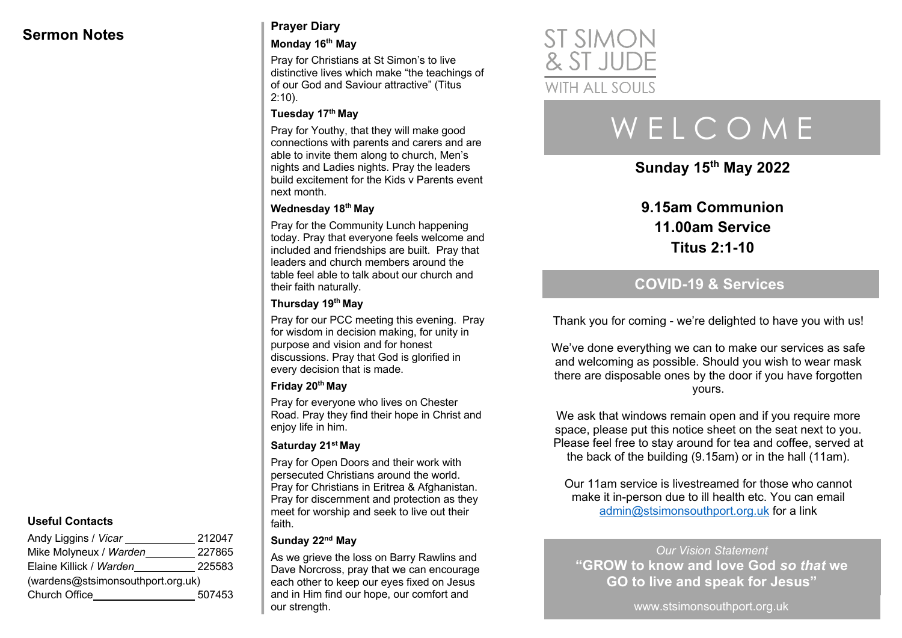## Sermon Notes

### Useful Contacts

| | |
|---|---|
| Andy Liggins / *Vicar* | 212047 |
| Mike Molyneux / *Warden* | 227865 |
| Elaine Killick / *Warden* | 225583 |
| (wardens@stsimonsouthport.org.uk) | |
| Church Office | 507453 |

## Prayer Diary

### Monday 16th May

Pray for Christians at St Simon's to live distinctive lives which make "the teachings of of our God and Saviour attractive" (Titus 2:10).

### Tuesday 17th May

Pray for Youthy, that they will make good connections with parents and carers and are able to invite them along to church, Men's nights and Ladies nights. Pray the leaders build excitement for the Kids v Parents event next month.

### Wednesday 18th May

Pray for the Community Lunch happening today. Pray that everyone feels welcome and included and friendships are built. Pray that leaders and church members around the table feel able to talk about our church and their faith naturally.

### Thursday 19th May

Pray for our PCC meeting this evening. Pray for wisdom in decision making, for unity in purpose and vision and for honest discussions. Pray that God is glorified in every decision that is made.

### Friday 20th May

Pray for everyone who lives on Chester Road. Pray they find their hope in Christ and enjoy life in him.

### Saturday 21st May

Pray for Open Doors and their work with persecuted Christians around the world. Pray for Christians in Eritrea & Afghanistan. Pray for discernment and protection as they meet for worship and seek to live out their faith.

### Sunday 22nd May

As we grieve the loss on Barry Rawlins and Dave Norcross, pray that we can encourage each other to keep our eyes fixed on Jesus and in Him find our hope, our comfort and our strength.

ST SIMON & ST JUDE
WITH ALL SOULS

# WELCOME

**Sunday 15th May 2022**

**9.15am Communion**
**11.00am Service**
**Titus 2:1-10**

## COVID-19 & Services

Thank you for coming - we're delighted to have you with us!

We've done everything we can to make our services as safe and welcoming as possible. Should you wish to wear mask there are disposable ones by the door if you have forgotten yours.

We ask that windows remain open and if you require more space, please put this notice sheet on the seat next to you. Please feel free to stay around for tea and coffee, served at the back of the building (9.15am) or in the hall (11am).

Our 11am service is livestreamed for those who cannot make it in-person due to ill health etc. You can email admin@stsimonsouthport.org.uk for a link

*Our Vision Statement*

**"GROW to know and love God *so that* we GO to live and speak for Jesus"**

www.stsimonsouthport.org.uk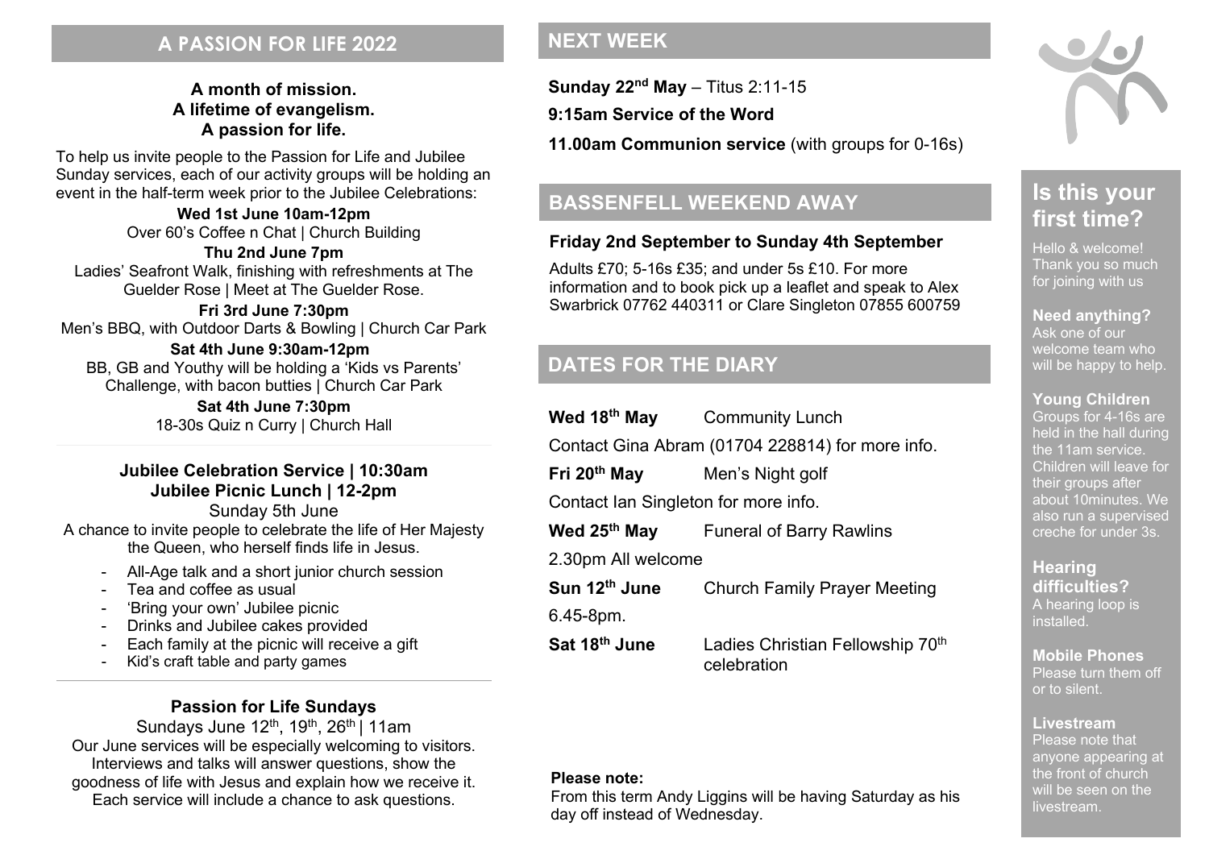## A PASSION FOR LIFE 2022

**A month of mission.**
**A lifetime of evangelism.**
**A passion for life.**

To help us invite people to the Passion for Life and Jubilee Sunday services, each of our activity groups will be holding an event in the half-term week prior to the Jubilee Celebrations:

**Wed 1st June 10am-12pm**
Over 60's Coffee n Chat | Church Building

**Thu 2nd June 7pm**
Ladies' Seafront Walk, finishing with refreshments at The Guelder Rose | Meet at The Guelder Rose.

**Fri 3rd June 7:30pm**
Men's BBQ, with Outdoor Darts & Bowling | Church Car Park

**Sat 4th June 9:30am-12pm**
BB, GB and Youthy will be holding a 'Kids vs Parents' Challenge, with bacon butties | Church Car Park

**Sat 4th June 7:30pm**
18-30s Quiz n Curry | Church Hall

---

**Jubilee Celebration Service | 10:30am**
**Jubilee Picnic Lunch | 12-2pm**
Sunday 5th June

A chance to invite people to celebrate the life of Her Majesty the Queen, who herself finds life in Jesus.

- All-Age talk and a short junior church session
- Tea and coffee as usual
- 'Bring your own' Jubilee picnic
- Drinks and Jubilee cakes provided
- Each family at the picnic will receive a gift
- Kid's craft table and party games

---

**Passion for Life Sundays**
Sundays June 12th, 19th, 26th | 11am

Our June services will be especially welcoming to visitors. Interviews and talks will answer questions, show the goodness of life with Jesus and explain how we receive it. Each service will include a chance to ask questions.

## NEXT WEEK

**Sunday 22nd May** – Titus 2:11-15

**9:15am Service of the Word**

**11.00am Communion service** (with groups for 0-16s)

## BASSENFELL WEEKEND AWAY

**Friday 2nd September to Sunday 4th September**

Adults £70; 5-16s £35; and under 5s £10. For more information and to book pick up a leaflet and speak to Alex Swarbrick 07762 440311 or Clare Singleton 07855 600759

## DATES FOR THE DIARY

**Wed 18th May** Community Lunch
Contact Gina Abram (01704 228814) for more info.

**Fri 20th May** Men's Night golf
Contact Ian Singleton for more info.

**Wed 25th May** Funeral of Barry Rawlins
2.30pm All welcome

**Sun 12th June** Church Family Prayer Meeting
6.45-8pm.

**Sat 18th June** Ladies Christian Fellowship 70th celebration

**Please note:**
From this term Andy Liggins will be having Saturday as his day off instead of Wednesday.

## Is this your first time?

Hello & welcome! Thank you so much for joining with us

**Need anything?**
Ask one of our welcome team who will be happy to help.

**Young Children**
Groups for 4-16s are held in the hall during the 11am service. Children will leave for their groups after about 10minutes. We also run a supervised creche for under 3s.

**Hearing difficulties?**
A hearing loop is installed.

**Mobile Phones**
Please turn them off or to silent.

**Livestream**
Please note that anyone appearing at the front of church will be seen on the livestream.